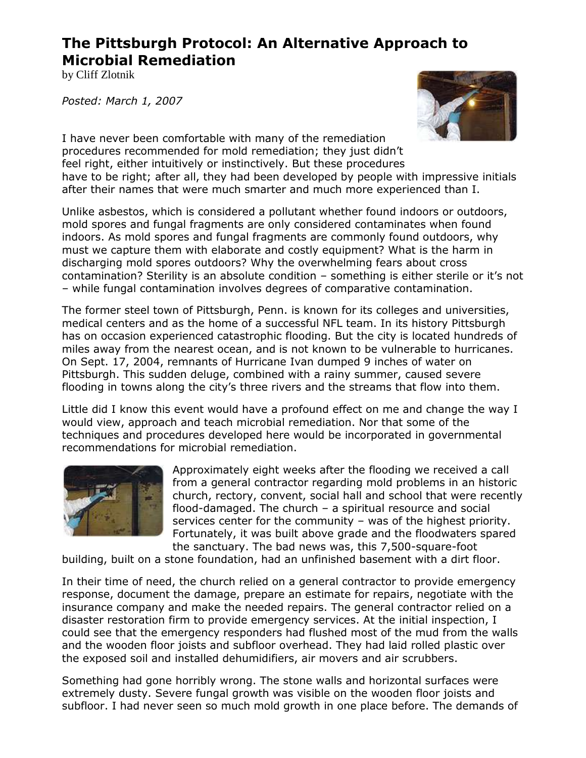# The Pittsburgh Protocol: An Alternative Approach to Microbial Remediation

by Cliff Zlotnik

*Posted: March 1, 2007*

I have never been comfortable with many of the remediation procedures recommended for mold remediation; they just didn't feel right, either intuitively or instinctively. But these procedures have to be right; after all, they had been developed by people with impressive initials after their names that were much smarter and much more experienced than I.

Unlike asbestos, which is considered a pollutant whether found indoors or outdoors, mold spores and fungal fragments are only considered contaminates when found indoors. As mold spores and fungal fragments are commonly found outdoors, why must we capture them with elaborate and costly equipment? What is the harm in discharging mold spores outdoors? Why the overwhelming fears about cross contamination? Sterility is an absolute condition – something is either sterile or it's not – while fungal contamination involves degrees of comparative contamination.

The former steel town of Pittsburgh, Penn. is known for its colleges and universities, medical centers and as the home of a successful NFL team. In its history Pittsburgh has on occasion experienced catastrophic flooding. But the city is located hundreds of miles away from the nearest ocean, and is not known to be vulnerable to hurricanes. On Sept. 17, 2004, remnants of Hurricane Ivan dumped 9 inches of water on Pittsburgh. This sudden deluge, combined with a rainy summer, caused severe flooding in towns along the city's three rivers and the streams that flow into them.

Little did I know this event would have a profound effect on me and change the way I would view, approach and teach microbial remediation. Nor that some of the techniques and procedures developed here would be incorporated in governmental recommendations for microbial remediation.

Approximately eight weeks after the flooding we received a call from a general contractor regarding mold problems in an historic church, rectory, convent, social hall and school that were recently flood-damaged. The church – a spiritual resource and social services center for the community – was of the highest priority. Fortunately, it was built above grade and the floodwaters spared the sanctuary. The bad news was, this 7,500-square-foot building, built on a stone foundation, had an unfinished basement with a dirt floor.

In their time of need, the church relied on a general contractor to provide emergency response, document the damage, prepare an estimate for repairs, negotiate with the insurance company and make the needed repairs. The general contractor relied on a disaster restoration firm to provide emergency services. At the initial inspection, I could see that the emergency responders had flushed most of the mud from the walls and the wooden floor joists and subfloor overhead. They had laid rolled plastic over the exposed soil and installed dehumidifiers, air movers and air scrubbers.

Something had gone horribly wrong. The stone walls and horizontal surfaces were extremely dusty. Severe fungal growth was visible on the wooden floor joists and subfloor. I had never seen so much mold growth in one place before. The demands of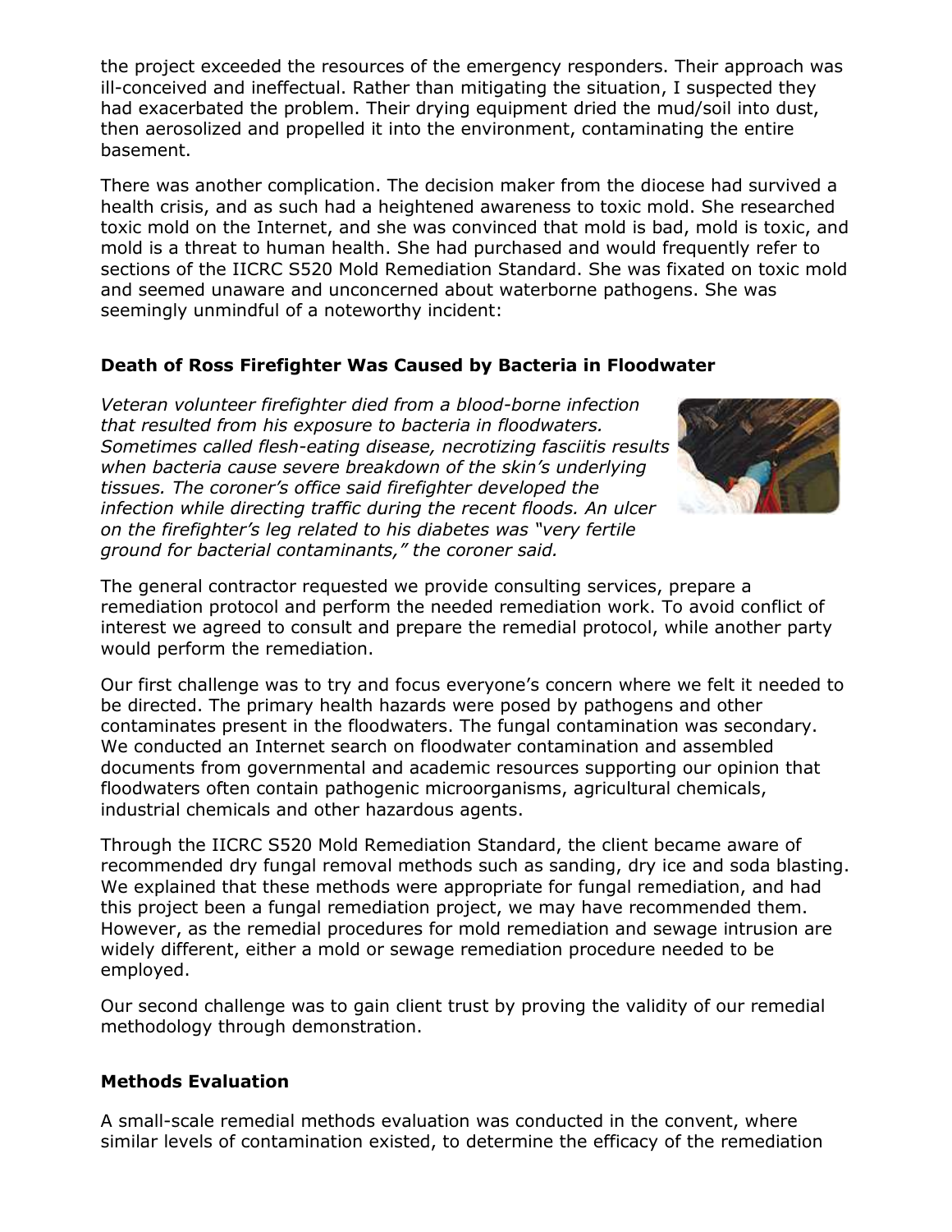the project exceeded the resources of the emergency responders. Their approach was ill-conceived and ineffectual. Rather than mitigating the situation, I suspected they had exacerbated the problem. Their drying equipment dried the mud/soil into dust, then aerosolized and propelled it into the environment, contaminating the entire basement.

There was another complication. The decision maker from the diocese had survived a health crisis, and as such had a heightened awareness to toxic mold. She researched toxic mold on the Internet, and she was convinced that mold is bad, mold is toxic, and mold is a threat to human health. She had purchased and would frequently refer to sections of the IICRC S520 Mold Remediation Standard. She was fixated on toxic mold and seemed unaware and unconcerned about waterborne pathogens. She was seemingly unmindful of a noteworthy incident:

**Death of Ross Firefighter Was Caused by Bacteria in Floodwater**

*Veteran volunteer firefighter died from a blood-borne infection that resulted from his exposure to bacteria in floodwaters. Sometimes called flesh-eating disease, necrotizing fasciitis results when bacteria cause severe breakdown of the skin's underlying tissues. The coroner's office said firefighter developed the infection while directing traffic during the recent floods. An ulcer on the firefighter's leg related to his diabetes was "very fertile ground for bacterial contaminants," the coroner said.*

The general contractor requested we provide consulting services, prepare a remediation protocol and perform the needed remediation work. To avoid conflict of interest we agreed to consult and prepare the remedial protocol, while another party would perform the remediation.

Our first challenge was to try and focus everyone's concern where we felt it needed to be directed. The primary health hazards were posed by pathogens and other contaminates present in the floodwaters. The fungal contamination was secondary. We conducted an Internet search on floodwater contamination and assembled documents from governmental and academic resources supporting our opinion that floodwaters often contain pathogenic microorganisms, agricultural chemicals, industrial chemicals and other hazardous agents.

Through the IICRC S520 Mold Remediation Standard, the client became aware of recommended dry fungal removal methods such as sanding, dry ice and soda blasting. We explained that these methods were appropriate for fungal remediation, and had this project been a fungal remediation project, we may have recommended them. However, as the remedial procedures for mold remediation and sewage intrusion are widely different, either a mold or sewage remediation procedure needed to be employed.

Our second challenge was to gain client trust by proving the validity of our remedial methodology through demonstration.

## Methods Evaluation

A small-scale remedial methods evaluation was conducted in the convent, where similar levels of contamination existed, to determine the efficacy of the remediation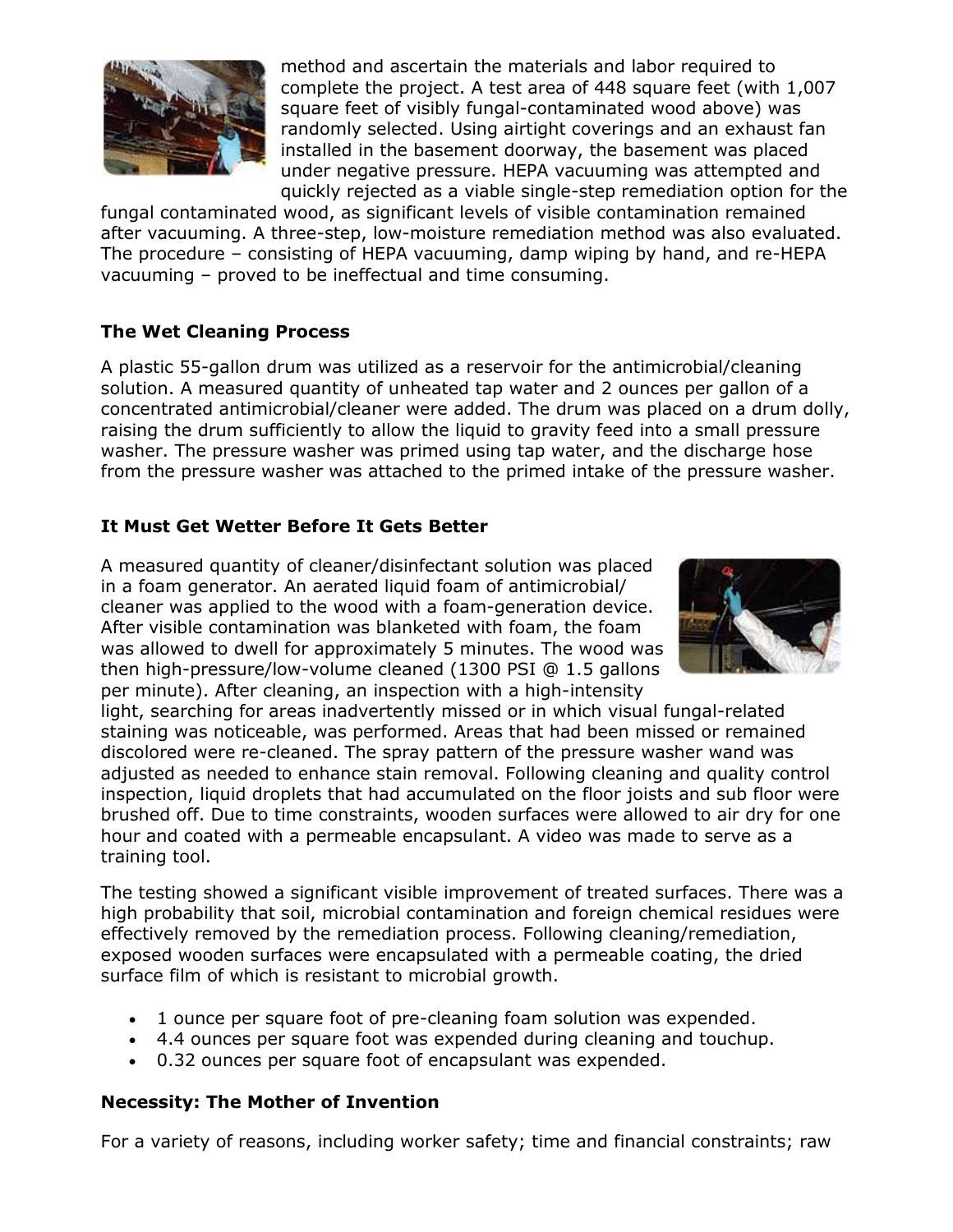method and ascertain the materials and labor required to complete the project. A test area of 448 square feet (with 1,007 square feet of visibly fungal-contaminated wood above) was randomly selected. Using airtight coverings and an exhaust fan installed in the basement doorway, the basement was placed under negative pressure. HEPA vacuuming was attempted and quickly rejected as a viable single-step remediation option for the fungal contaminated wood, as significant levels of visible contamination remained after vacuuming. A three-step, low-moisture remediation method was also evaluated. The procedure – consisting of HEPA vacuuming, damp wiping by hand, and re-HEPA vacuuming – proved to be ineffectual and time consuming.

### The Wet Cleaning Process

A plastic 55-gallon drum was utilized as a reservoir for the antimicrobial/cleaning solution. A measured quantity of unheated tap water and 2 ounces per gallon of a concentrated antimicrobial/cleaner were added. The drum was placed on a drum dolly, raising the drum sufficiently to allow the liquid to gravity feed into a small pressure washer. The pressure washer was primed using tap water, and the discharge hose from the pressure washer was attached to the primed intake of the pressure washer.

### It Must Get Wetter Before It Gets Better

A measured quantity of cleaner/disinfectant solution was placed in a foam generator. An aerated liquid foam of antimicrobial/cleaner was applied to the wood with a foam-generation device. After visible contamination was blanketed with foam, the foam was allowed to dwell for approximately 5 minutes. The wood was then high-pressure/low-volume cleaned (1300 PSI @ 1.5 gallons per minute). After cleaning, an inspection with a high-intensity light, searching for areas inadvertently missed or in which visual fungal-related staining was noticeable, was performed. Areas that had been missed or remained discolored were re-cleaned. The spray pattern of the pressure washer wand was adjusted as needed to enhance stain removal. Following cleaning and quality control inspection, liquid droplets that had accumulated on the floor joists and sub floor were brushed off. Due to time constraints, wooden surfaces were allowed to air dry for one hour and coated with a permeable encapsulant. A video was made to serve as a training tool.

The testing showed a significant visible improvement of treated surfaces. There was a high probability that soil, microbial contamination and foreign chemical residues were effectively removed by the remediation process. Following cleaning/remediation, exposed wooden surfaces were encapsulated with a permeable coating, the dried surface film of which is resistant to microbial growth.

- 1 ounce per square foot of pre-cleaning foam solution was expended.
- 4.4 ounces per square foot was expended during cleaning and touchup.
- 0.32 ounces per square foot of encapsulant was expended.

### Necessity: The Mother of Invention

For a variety of reasons, including worker safety; time and financial constraints; raw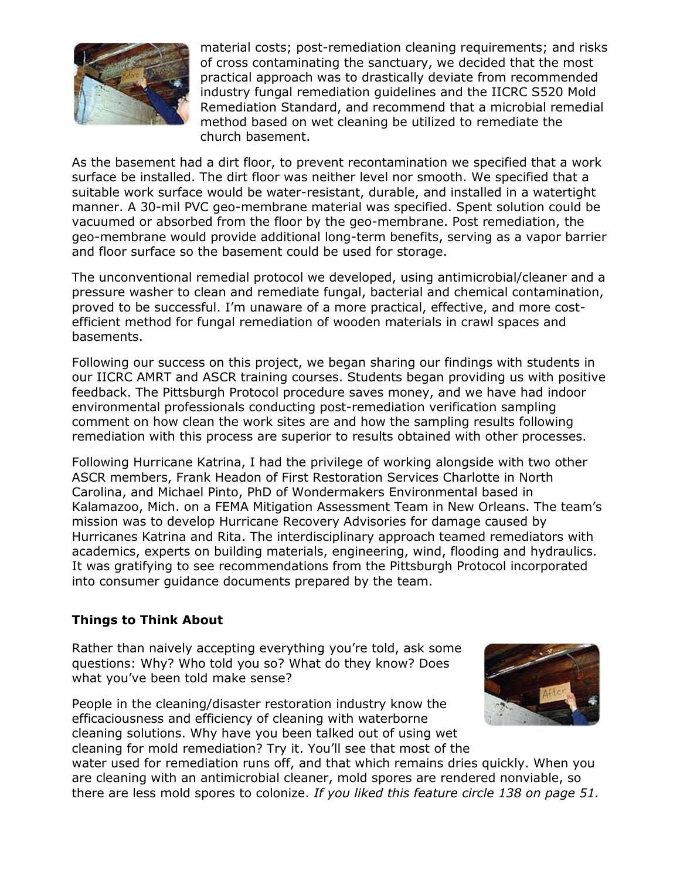material costs; post-remediation cleaning requirements; and risks of cross contaminating the sanctuary, we decided that the most practical approach was to drastically deviate from recommended industry fungal remediation guidelines and the IICRC S520 Mold Remediation Standard, and recommend that a microbial remedial method based on wet cleaning be utilized to remediate the church basement.

As the basement had a dirt floor, to prevent recontamination we specified that a work surface be installed. The dirt floor was neither level nor smooth. We specified that a suitable work surface would be water-resistant, durable, and installed in a watertight manner. A 30-mil PVC geo-membrane material was specified. Spent solution could be vacuumed or absorbed from the floor by the geo-membrane. Post remediation, the geo-membrane would provide additional long-term benefits, serving as a vapor barrier and floor surface so the basement could be used for storage.

The unconventional remedial protocol we developed, using antimicrobial/cleaner and a pressure washer to clean and remediate fungal, bacterial and chemical contamination, proved to be successful. I'm unaware of a more practical, effective, and more cost-efficient method for fungal remediation of wooden materials in crawl spaces and basements.

Following our success on this project, we began sharing our findings with students in our IICRC AMRT and ASCR training courses. Students began providing us with positive feedback. The Pittsburgh Protocol procedure saves money, and we have had indoor environmental professionals conducting post-remediation verification sampling comment on how clean the work sites are and how the sampling results following remediation with this process are superior to results obtained with other processes.

Following Hurricane Katrina, I had the privilege of working alongside with two other ASCR members, Frank Headon of First Restoration Services Charlotte in North Carolina, and Michael Pinto, PhD of Wondermakers Environmental based in Kalamazoo, Mich. on a FEMA Mitigation Assessment Team in New Orleans. The team's mission was to develop Hurricane Recovery Advisories for damage caused by Hurricanes Katrina and Rita. The interdisciplinary approach teamed remediators with academics, experts on building materials, engineering, wind, flooding and hydraulics. It was gratifying to see recommendations from the Pittsburgh Protocol incorporated into consumer guidance documents prepared by the team.

## Things to Think About

Rather than naively accepting everything you're told, ask some questions: Why? Who told you so? What do they know? Does what you've been told make sense?

People in the cleaning/disaster restoration industry know the efficaciousness and efficiency of cleaning with waterborne cleaning solutions. Why have you been talked out of using wet cleaning for mold remediation? Try it. You'll see that most of the water used for remediation runs off, and that which remains dries quickly. When you are cleaning with an antimicrobial cleaner, mold spores are rendered nonviable, so there are less mold spores to colonize. *If you liked this feature circle 138 on page 51.*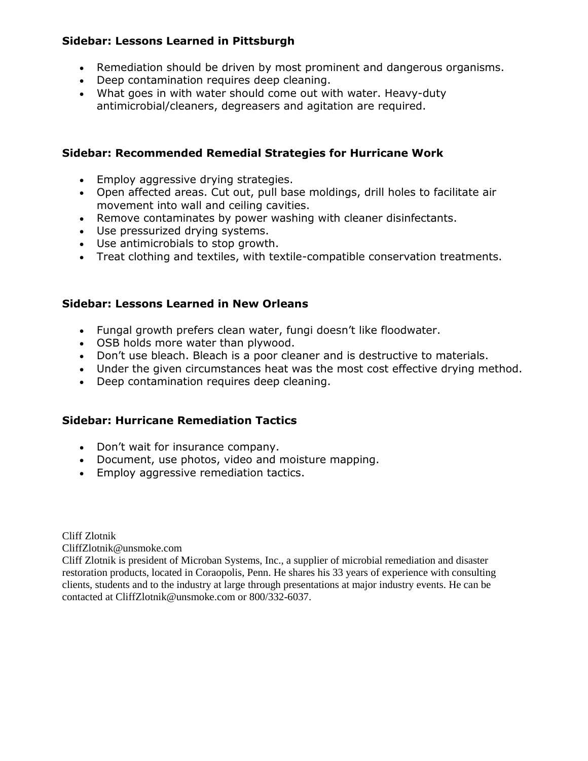**Sidebar: Lessons Learned in Pittsburgh**

- Remediation should be driven by most prominent and dangerous organisms.
- Deep contamination requires deep cleaning.
- What goes in with water should come out with water. Heavy-duty antimicrobial/cleaners, degreasers and agitation are required.

**Sidebar: Recommended Remedial Strategies for Hurricane Work**

- Employ aggressive drying strategies.
- Open affected areas. Cut out, pull base moldings, drill holes to facilitate air movement into wall and ceiling cavities.
- Remove contaminates by power washing with cleaner disinfectants.
- Use pressurized drying systems.
- Use antimicrobials to stop growth.
- Treat clothing and textiles, with textile-compatible conservation treatments.

**Sidebar: Lessons Learned in New Orleans**

- Fungal growth prefers clean water, fungi doesn't like floodwater.
- OSB holds more water than plywood.
- Don't use bleach. Bleach is a poor cleaner and is destructive to materials.
- Under the given circumstances heat was the most cost effective drying method.
- Deep contamination requires deep cleaning.

**Sidebar: Hurricane Remediation Tactics**

- Don't wait for insurance company.
- Document, use photos, video and moisture mapping.
- Employ aggressive remediation tactics.

Cliff Zlotnik
CliffZlotnik@unsmoke.com
Cliff Zlotnik is president of Microban Systems, Inc., a supplier of microbial remediation and disaster restoration products, located in Coraopolis, Penn. He shares his 33 years of experience with consulting clients, students and to the industry at large through presentations at major industry events. He can be contacted at CliffZlotnik@unsmoke.com or 800/332-6037.